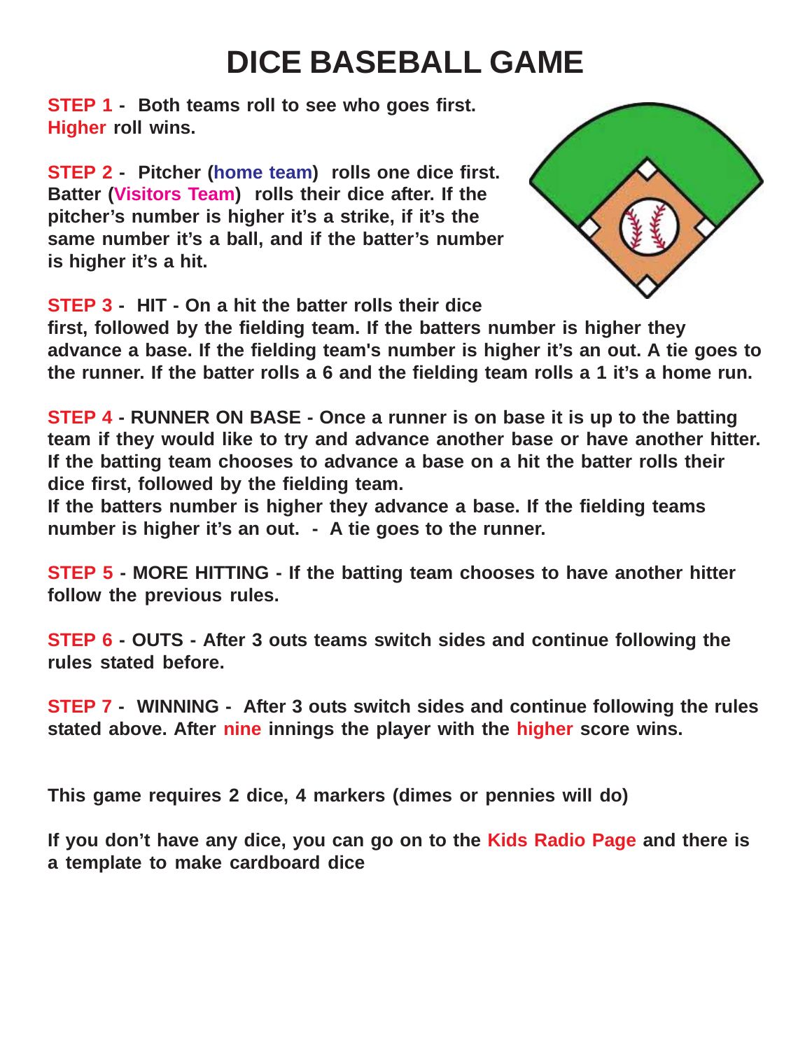# DICE BASEBALL GAME

**STEP 1 - Both teams roll to see who goes first. Higher roll wins.**

**STEP 2 - Pitcher (home team) rolls one dice first. Batter (Visitors Team) rolls their dice after. If the pitcher's number is higher it's a strike, if it's the same number it's a ball, and if the batter's number is higher it's a hit.**

**STEP 3 - HIT - On a hit the batter rolls their dice first, followed by the fielding team. If the batters number is higher they advance a base. If the fielding team's number is higher it's an out. A tie goes to the runner. If the batter rolls a 6 and the fielding team rolls a 1 it's a home run.**

**STEP 4 - RUNNER ON BASE - Once a runner is on base it is up to the batting team if they would like to try and advance another base or have another hitter. If the batting team chooses to advance a base on a hit the batter rolls their dice first, followed by the fielding team.**
**If the batters number is higher they advance a base. If the fielding teams number is higher it's an out. - A tie goes to the runner.**

**STEP 5 - MORE HITTING - If the batting team chooses to have another hitter follow the previous rules.**

**STEP 6 - OUTS - After 3 outs teams switch sides and continue following the rules stated before.**

**STEP 7 - WINNING - After 3 outs switch sides and continue following the rules stated above. After nine innings the player with the higher score wins.**

**This game requires 2 dice, 4 markers (dimes or pennies will do)**

**If you don't have any dice, you can go on to the Kids Radio Page and there is a template to make cardboard dice**